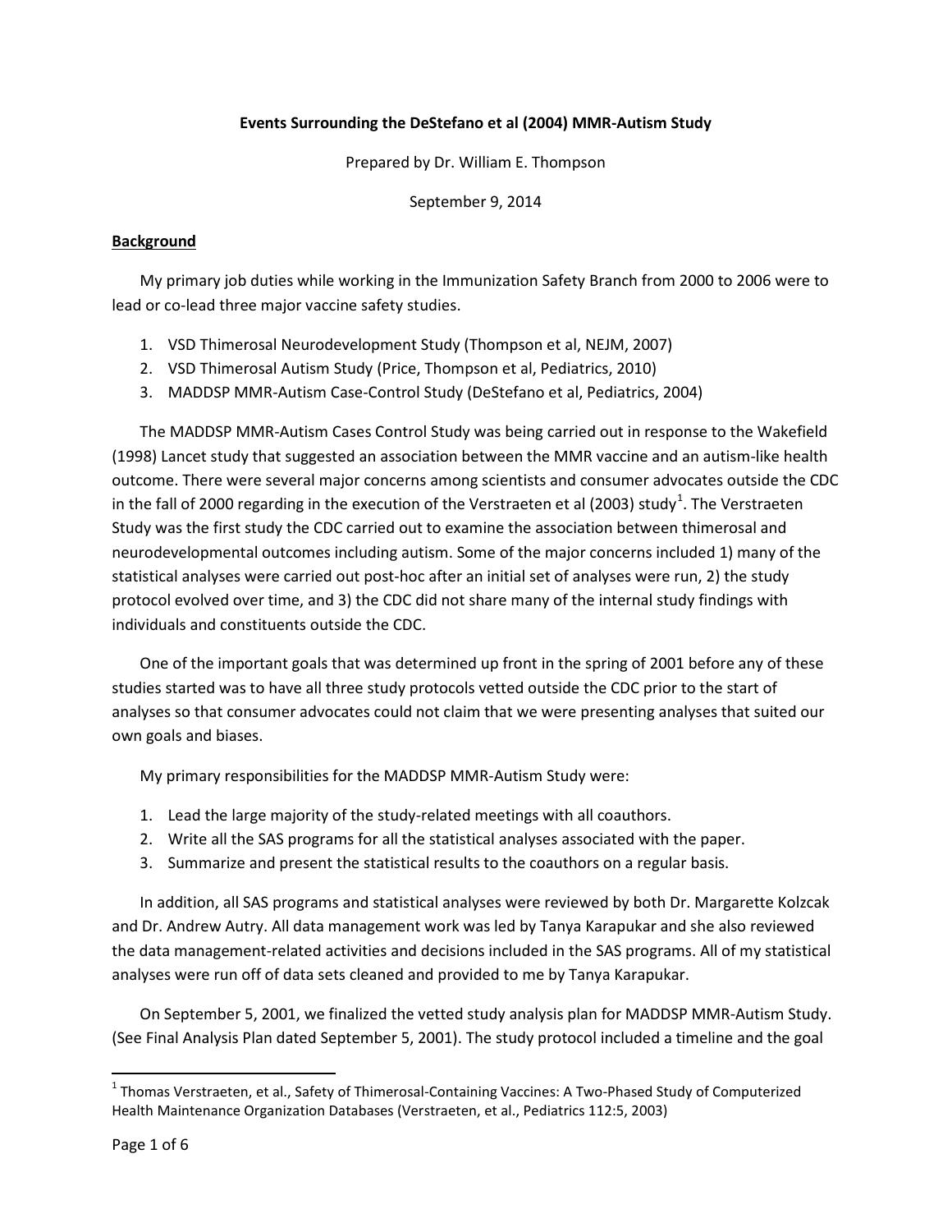**Events Surrounding the DeStefano et al (2004) MMR-Autism Study**

Prepared by Dr. William E. Thompson

September 9, 2014

**Background**

My primary job duties while working in the Immunization Safety Branch from 2000 to 2006 were to lead or co-lead three major vaccine safety studies.

1. VSD Thimerosal Neurodevelopment Study (Thompson et al, NEJM, 2007)
2. VSD Thimerosal Autism Study (Price, Thompson et al, Pediatrics, 2010)
3. MADDSP MMR-Autism Case-Control Study (DeStefano et al, Pediatrics, 2004)

The MADDSP MMR-Autism Cases Control Study was being carried out in response to the Wakefield (1998) Lancet study that suggested an association between the MMR vaccine and an autism-like health outcome. There were several major concerns among scientists and consumer advocates outside the CDC in the fall of 2000 regarding in the execution of the Verstraeten et al (2003) study[1]. The Verstraeten Study was the first study the CDC carried out to examine the association between thimerosal and neurodevelopmental outcomes including autism. Some of the major concerns included 1) many of the statistical analyses were carried out post-hoc after an initial set of analyses were run, 2) the study protocol evolved over time, and 3) the CDC did not share many of the internal study findings with individuals and constituents outside the CDC.

One of the important goals that was determined up front in the spring of 2001 before any of these studies started was to have all three study protocols vetted outside the CDC prior to the start of analyses so that consumer advocates could not claim that we were presenting analyses that suited our own goals and biases.

My primary responsibilities for the MADDSP MMR-Autism Study were:

1. Lead the large majority of the study-related meetings with all coauthors.
2. Write all the SAS programs for all the statistical analyses associated with the paper.
3. Summarize and present the statistical results to the coauthors on a regular basis.

In addition, all SAS programs and statistical analyses were reviewed by both Dr. Margarette Kolzcak and Dr. Andrew Autry. All data management work was led by Tanya Karapukar and she also reviewed the data management-related activities and decisions included in the SAS programs. All of my statistical analyses were run off of data sets cleaned and provided to me by Tanya Karapukar.

On September 5, 2001, we finalized the vetted study analysis plan for MADDSP MMR-Autism Study. (See Final Analysis Plan dated September 5, 2001). The study protocol included a timeline and the goal

[1] Thomas Verstraeten, et al., Safety of Thimerosal-Containing Vaccines: A Two-Phased Study of Computerized Health Maintenance Organization Databases (Verstraeten, et al., Pediatrica 112:5, 2003)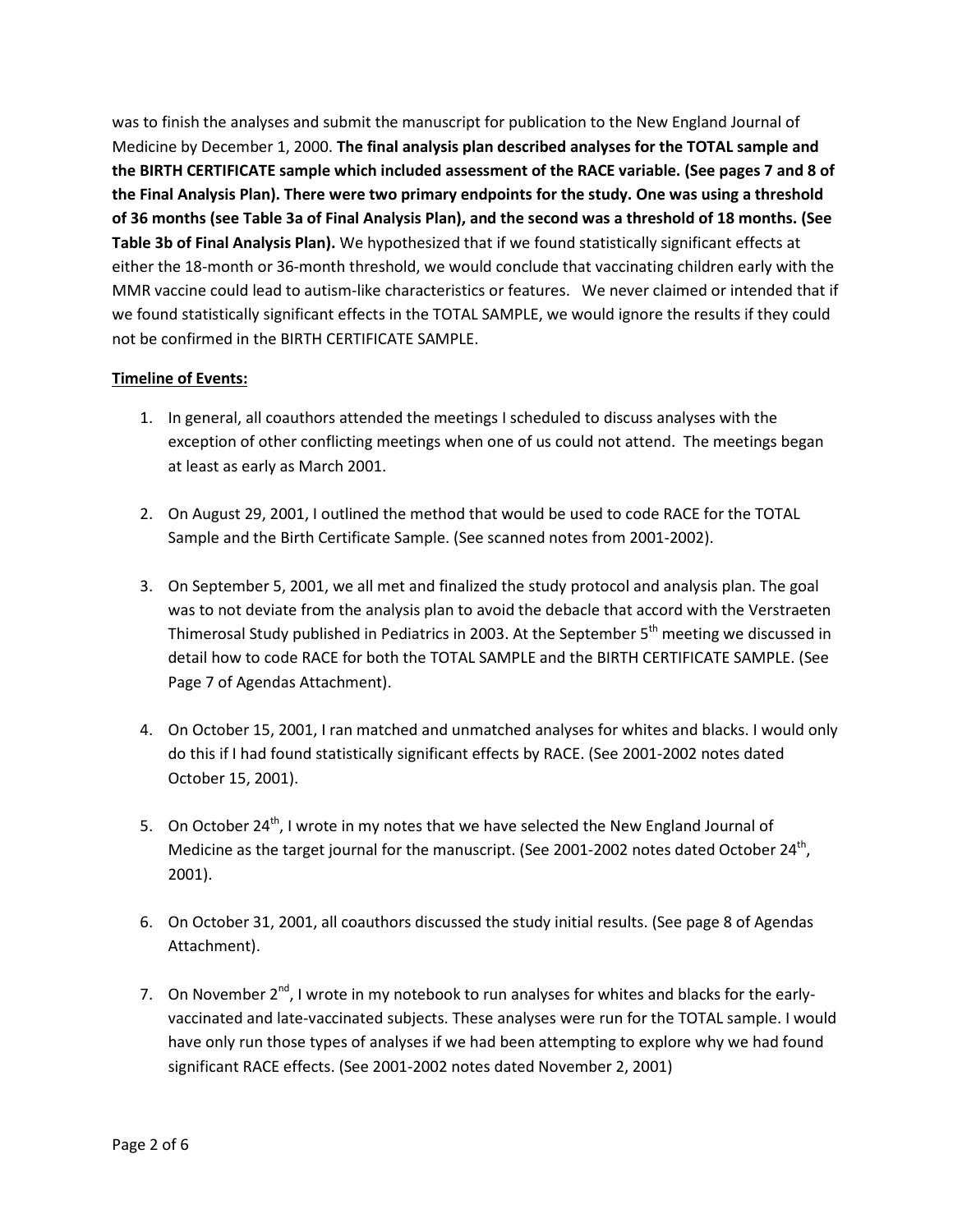was to finish the analyses and submit the manuscript for publication to the New England Journal of Medicine by December 1, 2000. **The final analysis plan described analyses for the TOTAL sample and the BIRTH CERTIFICATE sample which included assessment of the RACE variable. (See pages 7 and 8 of the Final Analysis Plan). There were two primary endpoints for the study. One was using a threshold of 36 months (see Table 3a of Final Analysis Plan), and the second was a threshold of 18 months. (See Table 3b of Final Analysis Plan).** We hypothesized that if we found statistically significant effects at either the 18-month or 36-month threshold, we would conclude that vaccinating children early with the MMR vaccine could lead to autism-like characteristics or features. We never claimed or intended that if we found statistically significant effects in the TOTAL SAMPLE, we would ignore the results if they could not be confirmed in the BIRTH CERTIFICATE SAMPLE.

**<u>Timeline of Events:</u>**

1. In general, all coauthors attended the meetings I scheduled to discuss analyses with the exception of other conflicting meetings when one of us could not attend. The meetings began at least as early as March 2001.

2. On August 29, 2001, I outlined the method that would be used to code RACE for the TOTAL Sample and the Birth Certificate Sample. (See scanned notes from 2001-2002).

3. On September 5, 2001, we all met and finalized the study protocol and analysis plan. The goal was to not deviate from the analysis plan to avoid the debacle that accord with the Verstraeten Thimerosal Study published in Pediatrics in 2003. At the September 5th meeting we discussed in detail how to code RACE for both the TOTAL SAMPLE and the BIRTH CERTIFICATE SAMPLE. (See Page 7 of Agendas Attachment).

4. On October 15, 2001, I ran matched and unmatched analyses for whites and blacks. I would only do this if I had found statistically significant effects by RACE. (See 2001-2002 notes dated October 15, 2001).

5. On October 24th, I wrote in my notes that we have selected the New England Journal of Medicine as the target journal for the manuscript. (See 2001-2002 notes dated October 24th, 2001).

6. On October 31, 2001, all coauthors discussed the study initial results. (See page 8 of Agendas Attachment).

7. On November 2nd, I wrote in my notebook to run analyses for whites and blacks for the early-vaccinated and late-vaccinated subjects. These analyses were run for the TOTAL sample. I would have only run those types of analyses if we had been attempting to explore why we had found significant RACE effects. (See 2001-2002 notes dated November 2, 2001)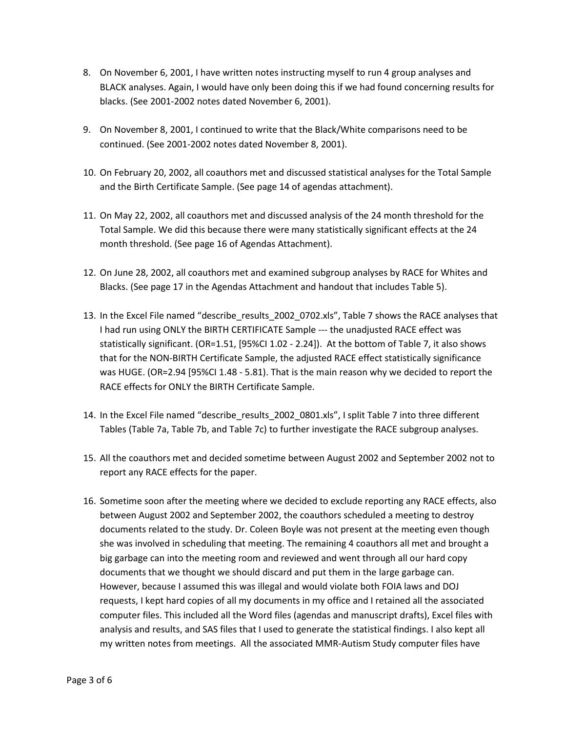8. On November 6, 2001, I have written notes instructing myself to run 4 group analyses and BLACK analyses. Again, I would have only been doing this if we had found concerning results for blacks. (See 2001-2002 notes dated November 6, 2001).

9. On November 8, 2001, I continued to write that the Black/White comparisons need to be continued. (See 2001-2002 notes dated November 8, 2001).

10. On February 20, 2002, all coauthors met and discussed statistical analyses for the Total Sample and the Birth Certificate Sample. (See page 14 of agendas attachment).

11. On May 22, 2002, all coauthors met and discussed analysis of the 24 month threshold for the Total Sample. We did this because there were many statistically significant effects at the 24 month threshold. (See page 16 of Agendas Attachment).

12. On June 28, 2002, all coauthors met and examined subgroup analyses by RACE for Whites and Blacks. (See page 17 in the Agendas Attachment and handout that includes Table 5).

13. In the Excel File named "describe_results_2002_0702.xls", Table 7 shows the RACE analyses that I had run using ONLY the BIRTH CERTIFICATE Sample --- the unadjusted RACE effect was statistically significant. (OR=1.51, [95%CI 1.02 - 2.24]). At the bottom of Table 7, it also shows that for the NON-BIRTH Certificate Sample, the adjusted RACE effect statistically significance was HUGE. (OR=2.94 [95%CI 1.48 - 5.81). That is the main reason why we decided to report the RACE effects for ONLY the BIRTH Certificate Sample.

14. In the Excel File named "describe_results_2002_0801.xls", I split Table 7 into three different Tables (Table 7a, Table 7b, and Table 7c) to further investigate the RACE subgroup analyses.

15. All the coauthors met and decided sometime between August 2002 and September 2002 not to report any RACE effects for the paper.

16. Sometime soon after the meeting where we decided to exclude reporting any RACE effects, also between August 2002 and September 2002, the coauthors scheduled a meeting to destroy documents related to the study. Dr. Coleen Boyle was not present at the meeting even though she was involved in scheduling that meeting. The remaining 4 coauthors all met and brought a big garbage can into the meeting room and reviewed and went through all our hard copy documents that we thought we should discard and put them in the large garbage can. However, because I assumed this was illegal and would violate both FOIA laws and DOJ requests, I kept hard copies of all my documents in my office and I retained all the associated computer files. This included all the Word files (agendas and manuscript drafts), Excel files with analysis and results, and SAS files that I used to generate the statistical findings. I also kept all my written notes from meetings. All the associated MMR-Autism Study computer files have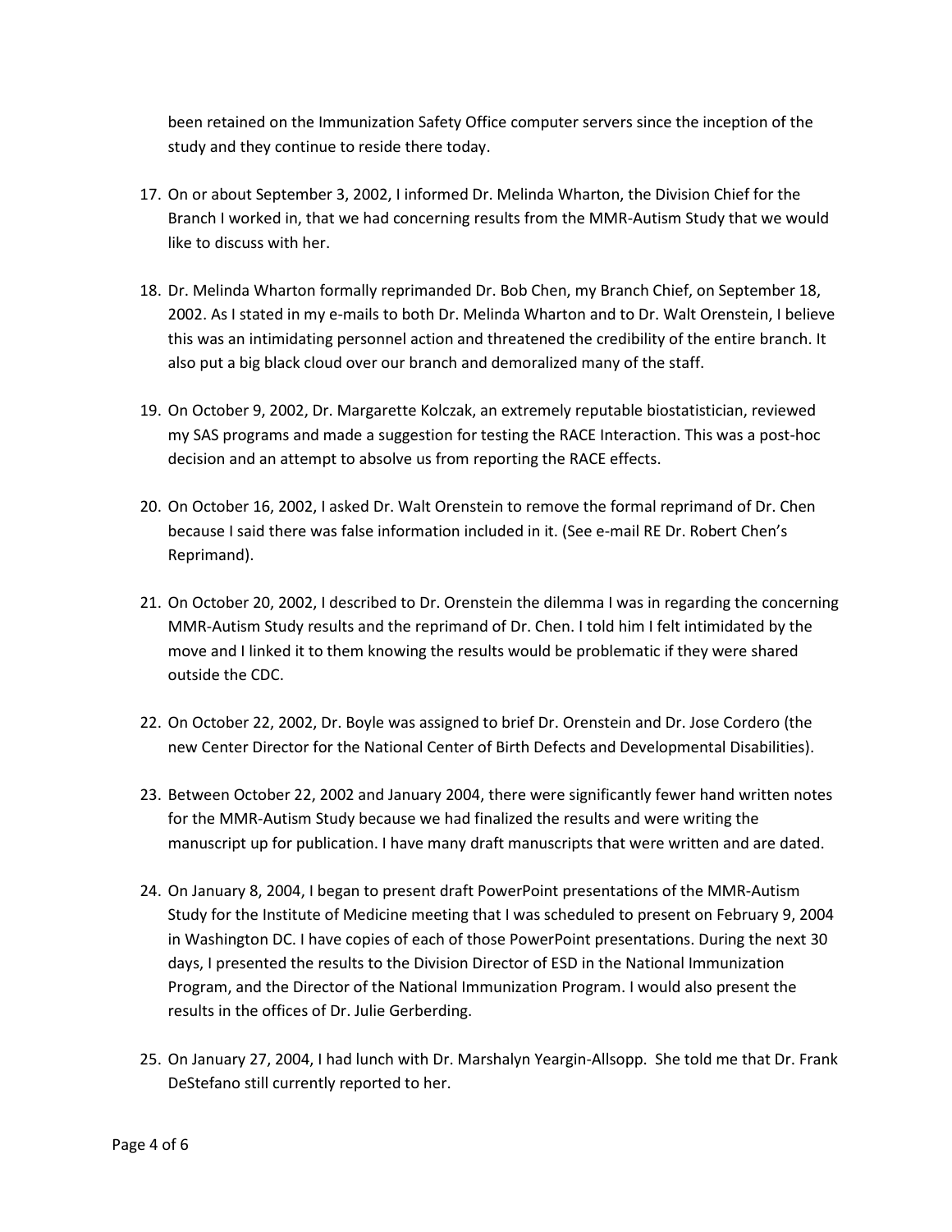been retained on the Immunization Safety Office computer servers since the inception of the study and they continue to reside there today.

17. On or about September 3, 2002, I informed Dr. Melinda Wharton, the Division Chief for the Branch I worked in, that we had concerning results from the MMR-Autism Study that we would like to discuss with her.

18. Dr. Melinda Wharton formally reprimanded Dr. Bob Chen, my Branch Chief, on September 18, 2002. As I stated in my e-mails to both Dr. Melinda Wharton and to Dr. Walt Orenstein, I believe this was an intimidating personnel action and threatened the credibility of the entire branch. It also put a big black cloud over our branch and demoralized many of the staff.

19. On October 9, 2002, Dr. Margarette Kolczak, an extremely reputable biostatistician, reviewed my SAS programs and made a suggestion for testing the RACE Interaction. This was a post-hoc decision and an attempt to absolve us from reporting the RACE effects.

20. On October 16, 2002, I asked Dr. Walt Orenstein to remove the formal reprimand of Dr. Chen because I said there was false information included in it. (See e-mail RE Dr. Robert Chen's Reprimand).

21. On October 20, 2002, I described to Dr. Orenstein the dilemma I was in regarding the concerning MMR-Autism Study results and the reprimand of Dr. Chen. I told him I felt intimidated by the move and I linked it to them knowing the results would be problematic if they were shared outside the CDC.

22. On October 22, 2002, Dr. Boyle was assigned to brief Dr. Orenstein and Dr. Jose Cordero (the new Center Director for the National Center of Birth Defects and Developmental Disabilities).

23. Between October 22, 2002 and January 2004, there were significantly fewer hand written notes for the MMR-Autism Study because we had finalized the results and were writing the manuscript up for publication. I have many draft manuscripts that were written and are dated.

24. On January 8, 2004, I began to present draft PowerPoint presentations of the MMR-Autism Study for the Institute of Medicine meeting that I was scheduled to present on February 9, 2004 in Washington DC. I have copies of each of those PowerPoint presentations. During the next 30 days, I presented the results to the Division Director of ESD in the National Immunization Program, and the Director of the National Immunization Program. I would also present the results in the offices of Dr. Julie Gerberding.

25. On January 27, 2004, I had lunch with Dr. Marshalyn Yeargin-Allsopp. She told me that Dr. Frank DeStefano still currently reported to her.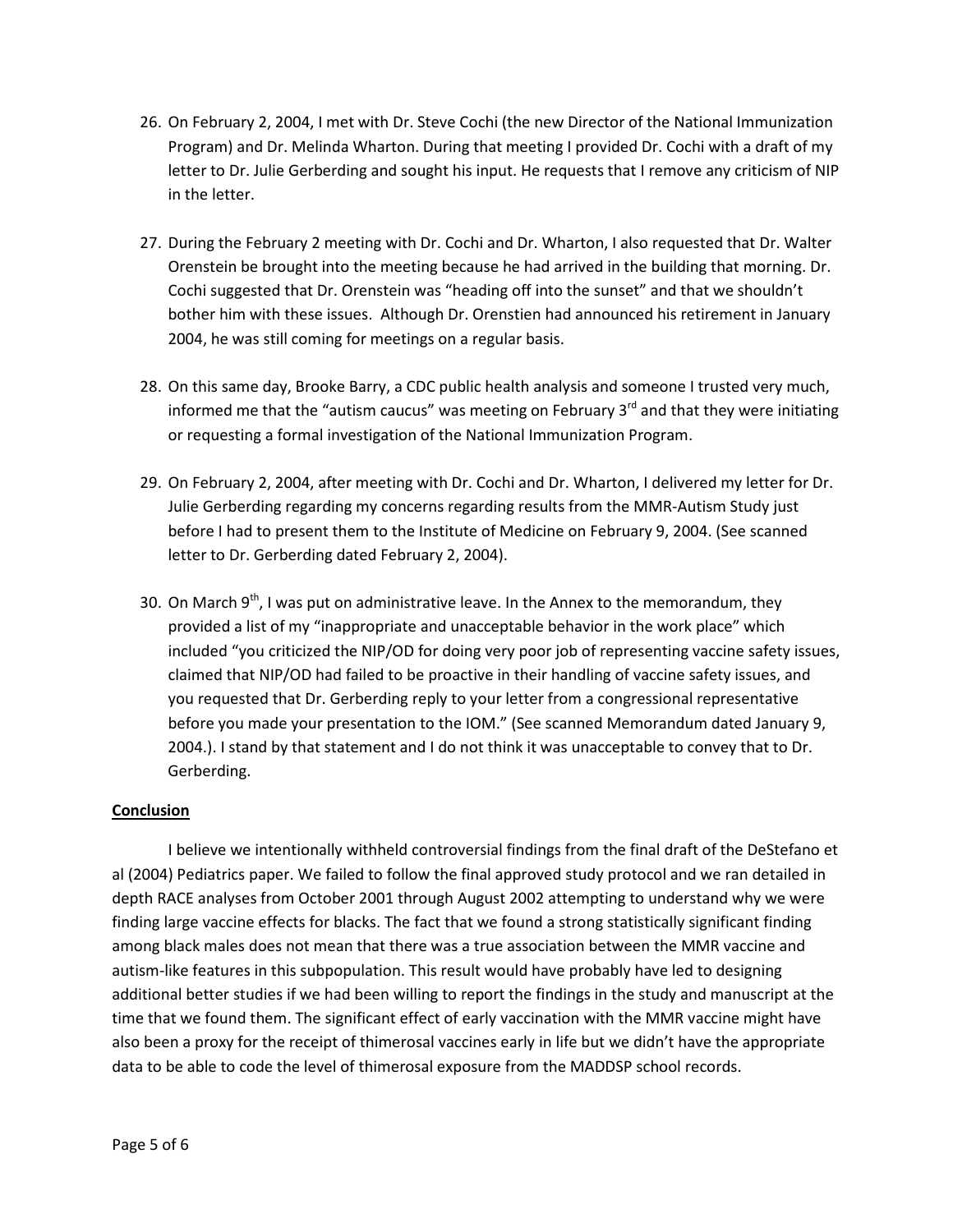26. On February 2, 2004, I met with Dr. Steve Cochi (the new Director of the National Immunization Program) and Dr. Melinda Wharton. During that meeting I provided Dr. Cochi with a draft of my letter to Dr. Julie Gerberding and sought his input. He requests that I remove any criticism of NIP in the letter.

27. During the February 2 meeting with Dr. Cochi and Dr. Wharton, I also requested that Dr. Walter Orenstein be brought into the meeting because he had arrived in the building that morning. Dr. Cochi suggested that Dr. Orenstein was "heading off into the sunset" and that we shouldn't bother him with these issues. Although Dr. Orenstien had announced his retirement in January 2004, he was still coming for meetings on a regular basis.

28. On this same day, Brooke Barry, a CDC public health analysis and someone I trusted very much, informed me that the "autism caucus" was meeting on February 3rd and that they were initiating or requesting a formal investigation of the National Immunization Program.

29. On February 2, 2004, after meeting with Dr. Cochi and Dr. Wharton, I delivered my letter for Dr. Julie Gerberding regarding my concerns regarding results from the MMR-Autism Study just before I had to present them to the Institute of Medicine on February 9, 2004. (See scanned letter to Dr. Gerberding dated February 2, 2004).

30. On March 9th, I was put on administrative leave. In the Annex to the memorandum, they provided a list of my "inappropriate and unacceptable behavior in the work place" which included "you criticized the NIP/OD for doing very poor job of representing vaccine safety issues, claimed that NIP/OD had failed to be proactive in their handling of vaccine safety issues, and you requested that Dr. Gerberding reply to your letter from a congressional representative before you made your presentation to the IOM." (See scanned Memorandum dated January 9, 2004.). I stand by that statement and I do not think it was unacceptable to convey that to Dr. Gerberding.

**Conclusion**

I believe we intentionally withheld controversial findings from the final draft of the DeStefano et al (2004) Pediatrics paper. We failed to follow the final approved study protocol and we ran detailed in depth RACE analyses from October 2001 through August 2002 attempting to understand why we were finding large vaccine effects for blacks. The fact that we found a strong statistically significant finding among black males does not mean that there was a true association between the MMR vaccine and autism-like features in this subpopulation. This result would have probably have led to designing additional better studies if we had been willing to report the findings in the study and manuscript at the time that we found them. The significant effect of early vaccination with the MMR vaccine might have also been a proxy for the receipt of thimerosal vaccines early in life but we didn't have the appropriate data to be able to code the level of thimerosal exposure from the MADDSP school records.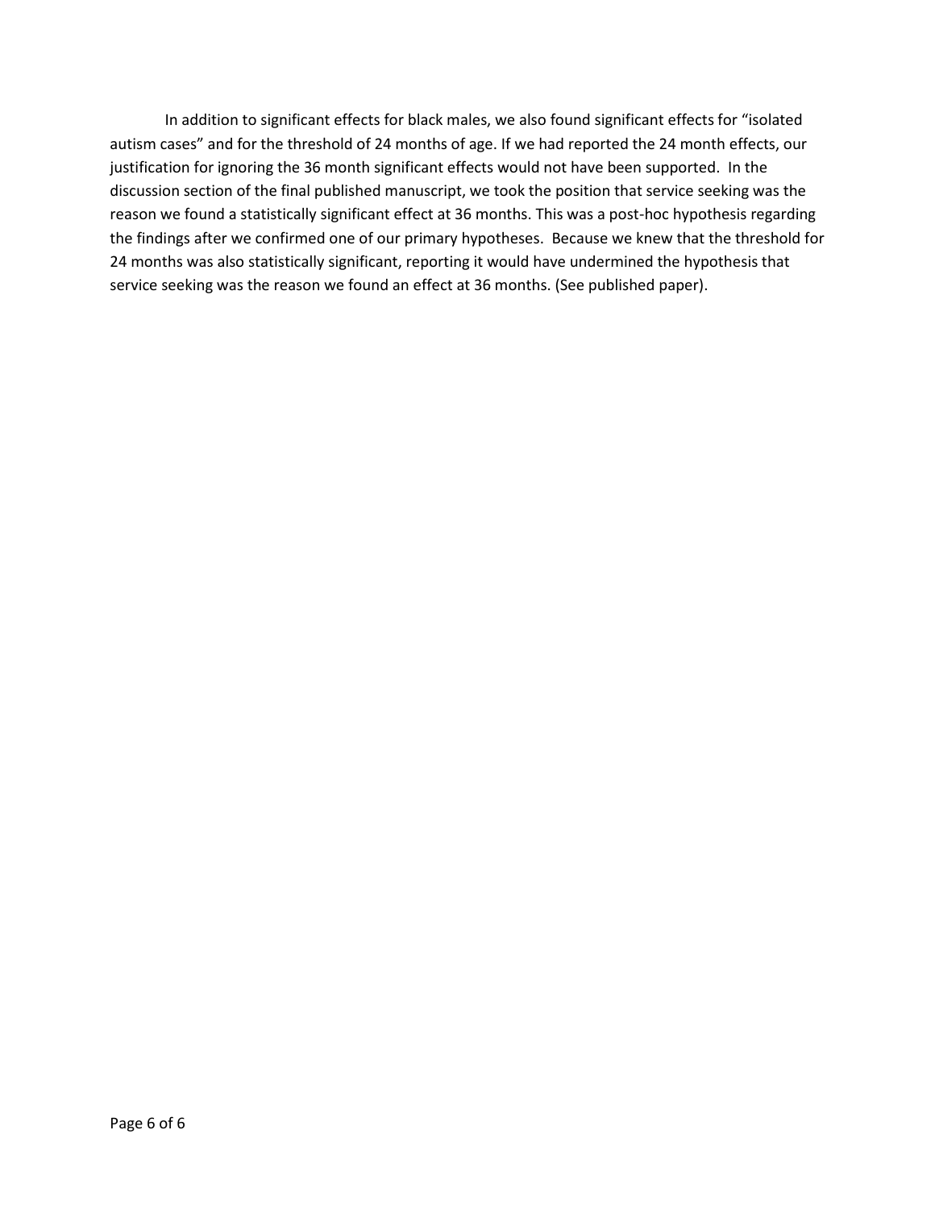In addition to significant effects for black males, we also found significant effects for "isolated autism cases" and for the threshold of 24 months of age. If we had reported the 24 month effects, our justification for ignoring the 36 month significant effects would not have been supported. In the discussion section of the final published manuscript, we took the position that service seeking was the reason we found a statistically significant effect at 36 months. This was a post-hoc hypothesis regarding the findings after we confirmed one of our primary hypotheses. Because we knew that the threshold for 24 months was also statistically significant, reporting it would have undermined the hypothesis that service seeking was the reason we found an effect at 36 months. (See published paper).